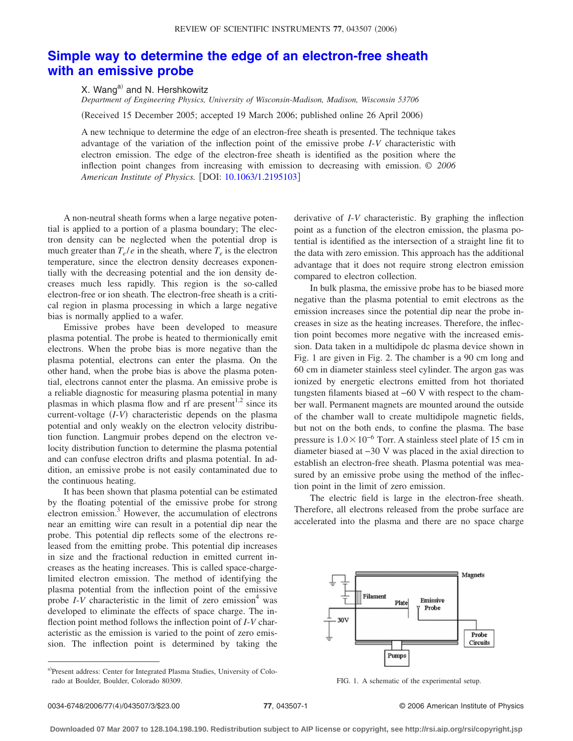# Simple way to determine the edge of an electron-free sheath with an emissive probe

X. Wang[a] and N. Hershkowitz

*Department of Engineering Physics, University of Wisconsin-Madison, Madison, Wisconsin 53706*

(Received 15 December 2005; accepted 19 March 2006; published online 26 April 2006)

A new technique to determine the edge of an electron-free sheath is presented. The technique takes advantage of the variation of the inflection point of the emissive probe *I-V* characteristic with electron emission. The edge of the electron-free sheath is identified as the position where the inflection point changes from increasing with emission to decreasing with emission. © *2006 American Institute of Physics.* [DOI: 10.1063/1.2195103]

A non-neutral sheath forms when a large negative potential is applied to a portion of a plasma boundary; The electron density can be neglected when the potential drop is much greater than $T_e/e$ in the sheath, where $T_e$ is the electron temperature, since the electron density decreases exponentially with the decreasing potential and the ion density decreases much less rapidly. This region is the so-called electron-free or ion sheath. The electron-free sheath is a critical region in plasma processing in which a large negative bias is normally applied to a wafer.

Emissive probes have been developed to measure plasma potential. The probe is heated to thermionically emit electrons. When the probe bias is more negative than the plasma potential, electrons can enter the plasma. On the other hand, when the probe bias is above the plasma potential, electrons cannot enter the plasma. An emissive probe is a reliable diagnostic for measuring plasma potential in many plasmas in which plasma flow and rf are present[1,2] since its current-voltage (*I-V*) characteristic depends on the plasma potential and only weakly on the electron velocity distribution function. Langmuir probes depend on the electron velocity distribution function to determine the plasma potential and can confuse electron drifts and plasma potential. In addition, an emissive probe is not easily contaminated due to the continuous heating.

It has been shown that plasma potential can be estimated by the floating potential of the emissive probe for strong electron emission.[3] However, the accumulation of electrons near an emitting wire can result in a potential dip near the probe. This potential dip reflects some of the electrons released from the emitting probe. This potential dip increases in size and the fractional reduction in emitted current increases as the heating increases. This is called space-charge-limited electron emission. The method of identifying the plasma potential from the inflection point of the emissive probe *I-V* characteristic in the limit of zero emission[4] was developed to eliminate the effects of space charge. The inflection point method follows the inflection point of *I-V* characteristic as the emission is varied to the point of zero emission. The inflection point is determined by taking the derivative of *I-V* characteristic. By graphing the inflection point as a function of the electron emission, the plasma potential is identified as the intersection of a straight line fit to the data with zero emission. This approach has the additional advantage that it does not require strong electron emission compared to electron collection.

In bulk plasma, the emissive probe has to be biased more negative than the plasma potential to emit electrons as the emission increases since the potential dip near the probe increases in size as the heating increases. Therefore, the inflection point becomes more negative with the increased emission. Data taken in a multidipole dc plasma device shown in Fig. 1 are given in Fig. 2. The chamber is a 90 cm long and 60 cm in diameter stainless steel cylinder. The argon gas was ionized by energetic electrons emitted from hot thoriated tungsten filaments biased at −60 V with respect to the chamber wall. Permanent magnets are mounted around the outside of the chamber wall to create multidipole magnetic fields, but not on the both ends, to confine the plasma. The base pressure is $1.0\times10^{-6}$ Torr. A stainless steel plate of 15 cm in diameter biased at −30 V was placed in the axial direction to establish an electron-free sheath. Plasma potential was measured by an emissive probe using the method of the inflection point in the limit of zero emission.

The electric field is large in the electron-free sheath. Therefore, all electrons released from the probe surface are accelerated into the plasma and there are no space charge

FIG. 1. A schematic of the experimental setup.

[a] Present address: Center for Integrated Plasma Studies, University of Colorado at Boulder, Boulder, Colorado 80309.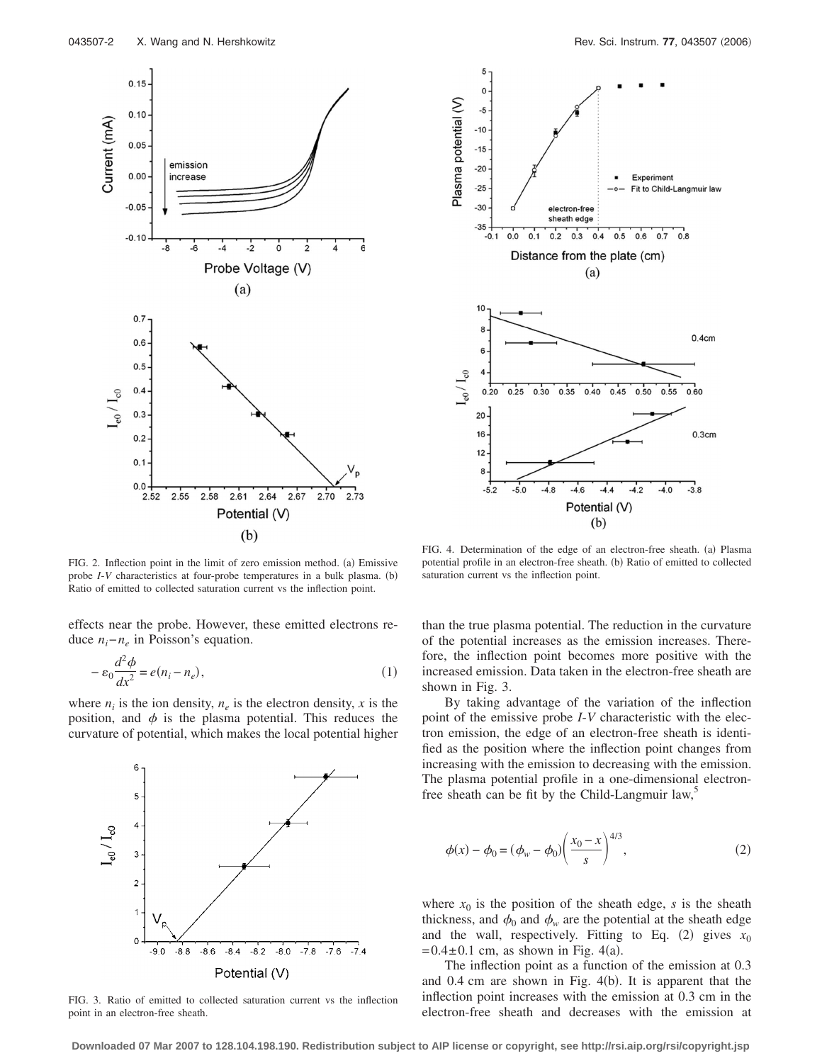FIG. 2. Inflection point in the limit of zero emission method. (a) Emissive probe *I-V* characteristics at four-probe temperatures in a bulk plasma. (b) Ratio of emitted to collected saturation current vs the inflection point.

effects near the probe. However, these emitted electrons reduce $n_i - n_e$ in Poisson's equation.

$$-\varepsilon_0 \frac{d^2\phi}{dx^2} = e(n_i - n_e), \tag{1}$$

where $n_i$ is the ion density, $n_e$ is the electron density, $x$ is the position, and $\phi$ is the plasma potential. This reduces the curvature of potential, which makes the local potential higher than the true plasma potential. The reduction in the curvature of the potential increases as the emission increases. Therefore, the inflection point becomes more positive with the increased emission. Data taken in the electron-free sheath are shown in Fig. 3.

FIG. 3. Ratio of emitted to collected saturation current vs the inflection point in an electron-free sheath.

FIG. 4. Determination of the edge of an electron-free sheath. (a) Plasma potential profile in an electron-free sheath. (b) Ratio of emitted to collected saturation current vs the inflection point.

By taking advantage of the variation of the inflection point of the emissive probe *I-V* characteristic with the electron emission, the edge of an electron-free sheath is identified as the position where the inflection point changes from increasing with the emission to decreasing with the emission. The plasma potential profile in a one-dimensional electron-free sheath can be fit by the Child-Langmuir law,[5]

$$\phi(x) - \phi_0 = (\phi_w - \phi_0)\left(\frac{x_0 - x}{s}\right)^{4/3}, \tag{2}$$

where $x_0$ is the position of the sheath edge, $s$ is the sheath thickness, and $\phi_0$ and $\phi_w$ are the potential at the sheath edge and the wall, respectively. Fitting to Eq. (2) gives $x_0 = 0.4 \pm 0.1$ cm, as shown in Fig. 4(a).

The inflection point as a function of the emission at 0.3 and 0.4 cm are shown in Fig. 4(b). It is apparent that the inflection point increases with the emission at 0.3 cm in the electron-free sheath and decreases with the emission at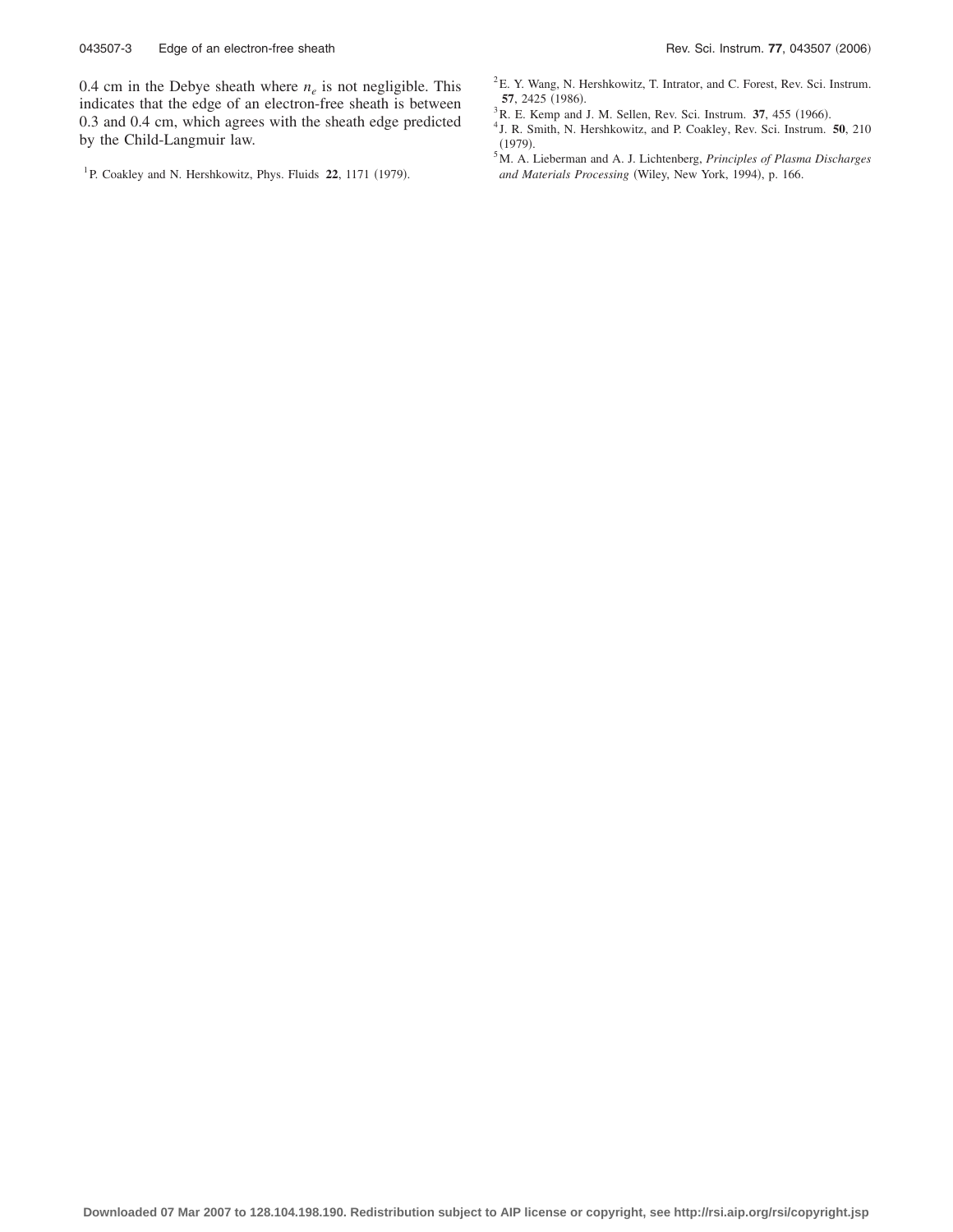0.4 cm in the Debye sheath where $n_e$ is not negligible. This indicates that the edge of an electron-free sheath is between 0.3 and 0.4 cm, which agrees with the sheath edge predicted by the Child-Langmuir law.

[1] P. Coakley and N. Hershkowitz, Phys. Fluids **22**, 1171 (1979).

[2] E. Y. Wang, N. Hershkowitz, T. Intrator, and C. Forest, Rev. Sci. Instrum. **57**, 2425 (1986).

[3] R. E. Kemp and J. M. Sellen, Rev. Sci. Instrum. **37**, 455 (1966).

[4] J. R. Smith, N. Hershkowitz, and P. Coakley, Rev. Sci. Instrum. **50**, 210 (1979).

[5] M. A. Lieberman and A. J. Lichtenberg, *Principles of Plasma Discharges and Materials Processing* (Wiley, New York, 1994), p. 166.